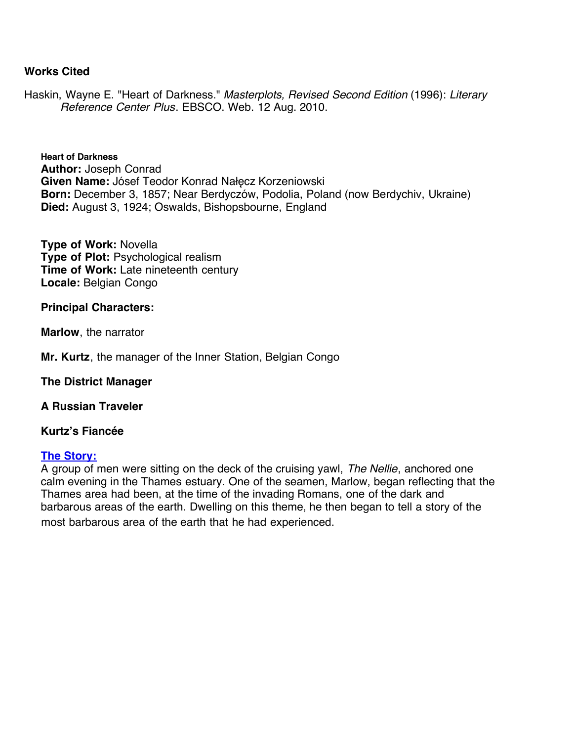## Works Cited

Haskin, Wayne E. "Heart of Darkness." *Masterplots, Revised Second Edition* (1996): *Literary Reference Center Plus*. EBSCO. Web. 12 Aug. 2010.

**Heart of Darkness**
**Author:** Joseph Conrad
**Given Name:** Jósef Teodor Konrad Nałęcz Korzeniowski
**Born:** December 3, 1857; Near Berdyczów, Podolia, Poland (now Berdychiv, Ukraine)
**Died:** August 3, 1924; Oswalds, Bishopsbourne, England

**Type of Work:** Novella
**Type of Plot:** Psychological realism
**Time of Work:** Late nineteenth century
**Locale:** Belgian Congo

**Principal Characters:**

**Marlow**, the narrator

**Mr. Kurtz**, the manager of the Inner Station, Belgian Congo

**The District Manager**

**A Russian Traveler**

**Kurtz's Fiancée**

**The Story:**

A group of men were sitting on the deck of the cruising yawl, *The Nellie*, anchored one calm evening in the Thames estuary. One of the seamen, Marlow, began reflecting that the Thames area had been, at the time of the invading Romans, one of the dark and barbarous areas of the earth. Dwelling on this theme, he then began to tell a story of the most barbarous area of the earth that he had experienced.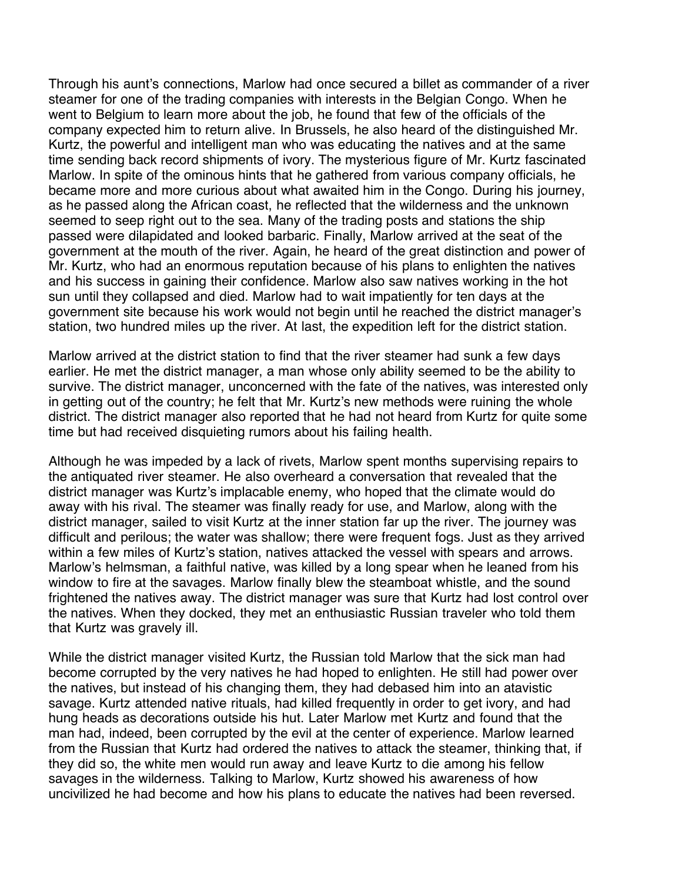Through his aunt's connections, Marlow had once secured a billet as commander of a river steamer for one of the trading companies with interests in the Belgian Congo. When he went to Belgium to learn more about the job, he found that few of the officials of the company expected him to return alive. In Brussels, he also heard of the distinguished Mr. Kurtz, the powerful and intelligent man who was educating the natives and at the same time sending back record shipments of ivory. The mysterious figure of Mr. Kurtz fascinated Marlow. In spite of the ominous hints that he gathered from various company officials, he became more and more curious about what awaited him in the Congo. During his journey, as he passed along the African coast, he reflected that the wilderness and the unknown seemed to seep right out to the sea. Many of the trading posts and stations the ship passed were dilapidated and looked barbaric. Finally, Marlow arrived at the seat of the government at the mouth of the river. Again, he heard of the great distinction and power of Mr. Kurtz, who had an enormous reputation because of his plans to enlighten the natives and his success in gaining their confidence. Marlow also saw natives working in the hot sun until they collapsed and died. Marlow had to wait impatiently for ten days at the government site because his work would not begin until he reached the district manager's station, two hundred miles up the river. At last, the expedition left for the district station.

Marlow arrived at the district station to find that the river steamer had sunk a few days earlier. He met the district manager, a man whose only ability seemed to be the ability to survive. The district manager, unconcerned with the fate of the natives, was interested only in getting out of the country; he felt that Mr. Kurtz's new methods were ruining the whole district. The district manager also reported that he had not heard from Kurtz for quite some time but had received disquieting rumors about his failing health.

Although he was impeded by a lack of rivets, Marlow spent months supervising repairs to the antiquated river steamer. He also overheard a conversation that revealed that the district manager was Kurtz's implacable enemy, who hoped that the climate would do away with his rival. The steamer was finally ready for use, and Marlow, along with the district manager, sailed to visit Kurtz at the inner station far up the river. The journey was difficult and perilous; the water was shallow; there were frequent fogs. Just as they arrived within a few miles of Kurtz's station, natives attacked the vessel with spears and arrows. Marlow's helmsman, a faithful native, was killed by a long spear when he leaned from his window to fire at the savages. Marlow finally blew the steamboat whistle, and the sound frightened the natives away. The district manager was sure that Kurtz had lost control over the natives. When they docked, they met an enthusiastic Russian traveler who told them that Kurtz was gravely ill.

While the district manager visited Kurtz, the Russian told Marlow that the sick man had become corrupted by the very natives he had hoped to enlighten. He still had power over the natives, but instead of his changing them, they had debased him into an atavistic savage. Kurtz attended native rituals, had killed frequently in order to get ivory, and had hung heads as decorations outside his hut. Later Marlow met Kurtz and found that the man had, indeed, been corrupted by the evil at the center of experience. Marlow learned from the Russian that Kurtz had ordered the natives to attack the steamer, thinking that, if they did so, the white men would run away and leave Kurtz to die among his fellow savages in the wilderness. Talking to Marlow, Kurtz showed his awareness of how uncivilized he had become and how his plans to educate the natives had been reversed.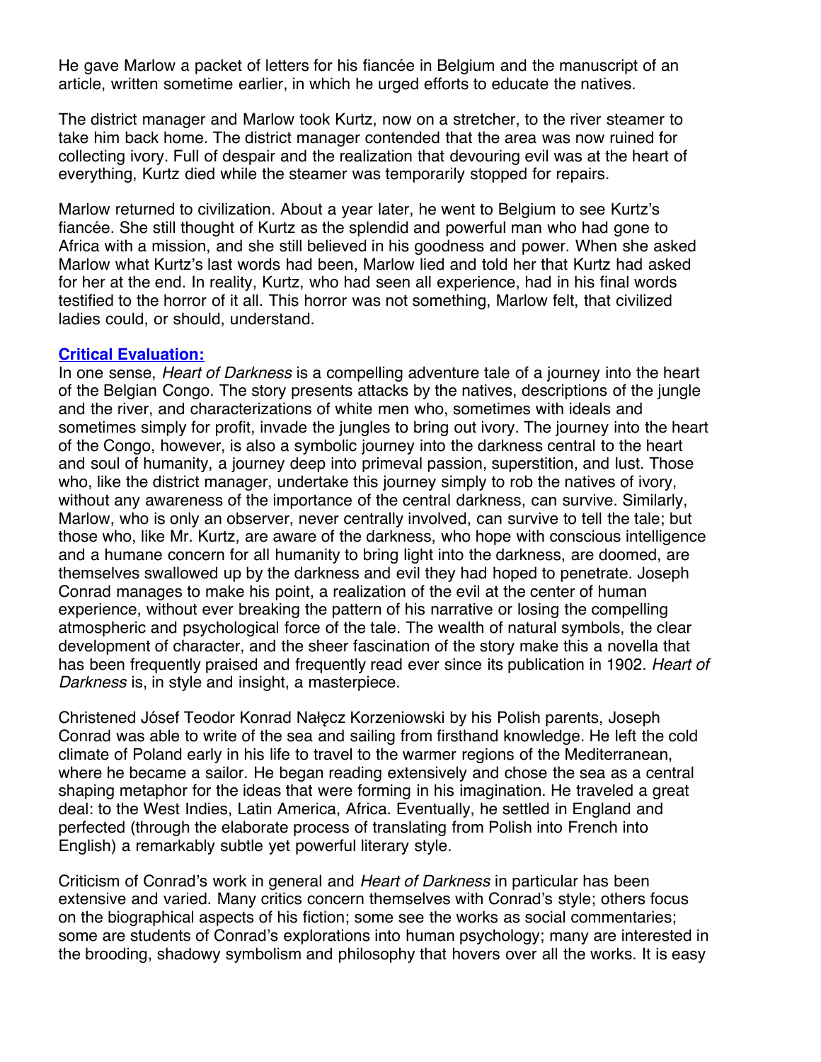He gave Marlow a packet of letters for his fiancée in Belgium and the manuscript of an article, written sometime earlier, in which he urged efforts to educate the natives.

The district manager and Marlow took Kurtz, now on a stretcher, to the river steamer to take him back home. The district manager contended that the area was now ruined for collecting ivory. Full of despair and the realization that devouring evil was at the heart of everything, Kurtz died while the steamer was temporarily stopped for repairs.

Marlow returned to civilization. About a year later, he went to Belgium to see Kurtz's fiancée. She still thought of Kurtz as the splendid and powerful man who had gone to Africa with a mission, and she still believed in his goodness and power. When she asked Marlow what Kurtz's last words had been, Marlow lied and told her that Kurtz had asked for her at the end. In reality, Kurtz, who had seen all experience, had in his final words testified to the horror of it all. This horror was not something, Marlow felt, that civilized ladies could, or should, understand.

**Critical Evaluation:**

In one sense, *Heart of Darkness* is a compelling adventure tale of a journey into the heart of the Belgian Congo. The story presents attacks by the natives, descriptions of the jungle and the river, and characterizations of white men who, sometimes with ideals and sometimes simply for profit, invade the jungles to bring out ivory. The journey into the heart of the Congo, however, is also a symbolic journey into the darkness central to the heart and soul of humanity, a journey deep into primeval passion, superstition, and lust. Those who, like the district manager, undertake this journey simply to rob the natives of ivory, without any awareness of the importance of the central darkness, can survive. Similarly, Marlow, who is only an observer, never centrally involved, can survive to tell the tale; but those who, like Mr. Kurtz, are aware of the darkness, who hope with conscious intelligence and a humane concern for all humanity to bring light into the darkness, are doomed, are themselves swallowed up by the darkness and evil they had hoped to penetrate. Joseph Conrad manages to make his point, a realization of the evil at the center of human experience, without ever breaking the pattern of his narrative or losing the compelling atmospheric and psychological force of the tale. The wealth of natural symbols, the clear development of character, and the sheer fascination of the story make this a novella that has been frequently praised and frequently read ever since its publication in 1902. *Heart of Darkness* is, in style and insight, a masterpiece.

Christened Jósef Teodor Konrad Nałęcz Korzeniowski by his Polish parents, Joseph Conrad was able to write of the sea and sailing from firsthand knowledge. He left the cold climate of Poland early in his life to travel to the warmer regions of the Mediterranean, where he became a sailor. He began reading extensively and chose the sea as a central shaping metaphor for the ideas that were forming in his imagination. He traveled a great deal: to the West Indies, Latin America, Africa. Eventually, he settled in England and perfected (through the elaborate process of translating from Polish into French into English) a remarkably subtle yet powerful literary style.

Criticism of Conrad's work in general and *Heart of Darkness* in particular has been extensive and varied. Many critics concern themselves with Conrad's style; others focus on the biographical aspects of his fiction; some see the works as social commentaries; some are students of Conrad's explorations into human psychology; many are interested in the brooding, shadowy symbolism and philosophy that hovers over all the works. It is easy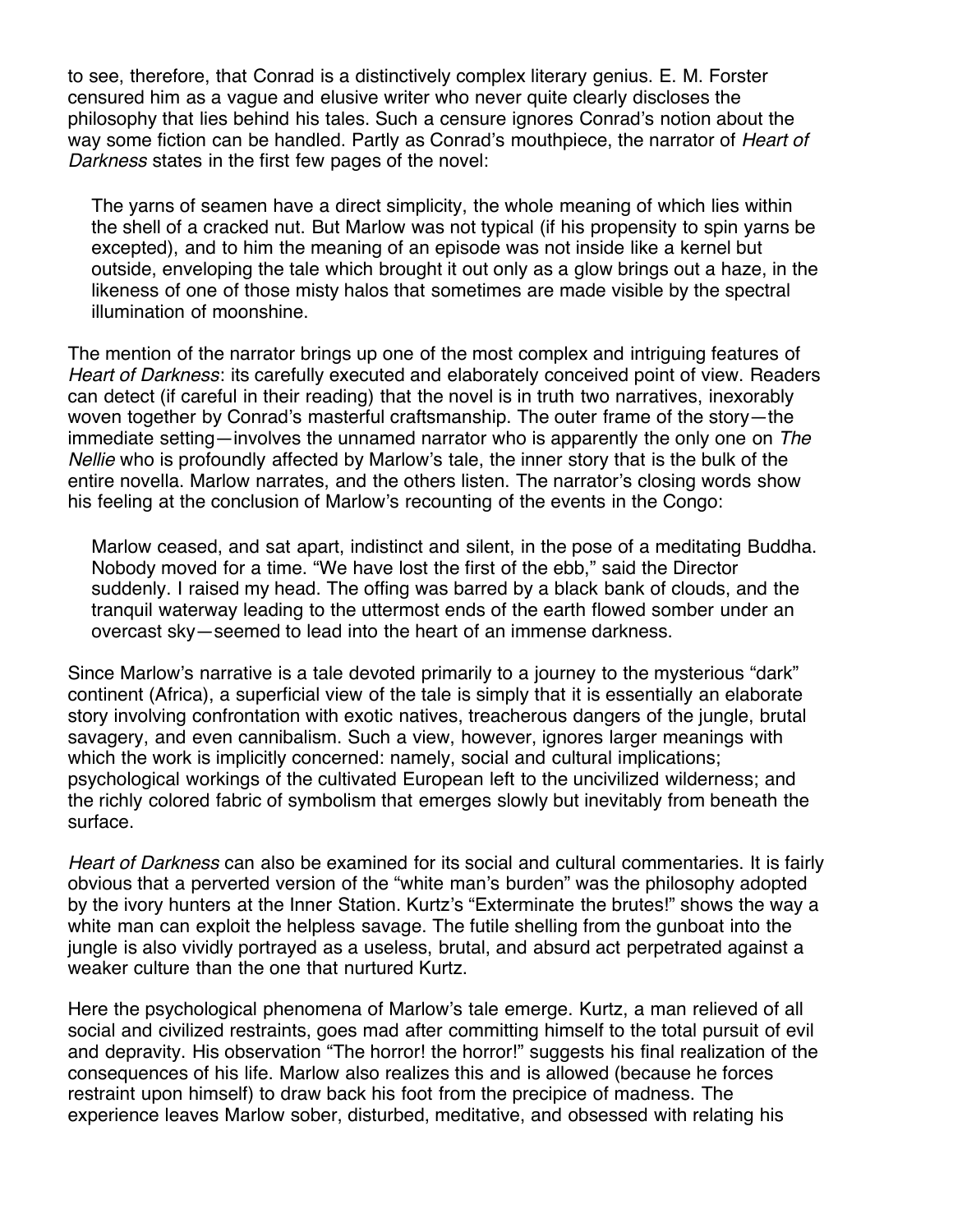to see, therefore, that Conrad is a distinctively complex literary genius. E. M. Forster censured him as a vague and elusive writer who never quite clearly discloses the philosophy that lies behind his tales. Such a censure ignores Conrad's notion about the way some fiction can be handled. Partly as Conrad's mouthpiece, the narrator of *Heart of Darkness* states in the first few pages of the novel:

> The yarns of seamen have a direct simplicity, the whole meaning of which lies within the shell of a cracked nut. But Marlow was not typical (if his propensity to spin yarns be excepted), and to him the meaning of an episode was not inside like a kernel but outside, enveloping the tale which brought it out only as a glow brings out a haze, in the likeness of one of those misty halos that sometimes are made visible by the spectral illumination of moonshine.

The mention of the narrator brings up one of the most complex and intriguing features of *Heart of Darkness*: its carefully executed and elaborately conceived point of view. Readers can detect (if careful in their reading) that the novel is in truth two narratives, inexorably woven together by Conrad's masterful craftsmanship. The outer frame of the story—the immediate setting—involves the unnamed narrator who is apparently the only one on *The Nellie* who is profoundly affected by Marlow's tale, the inner story that is the bulk of the entire novella. Marlow narrates, and the others listen. The narrator's closing words show his feeling at the conclusion of Marlow's recounting of the events in the Congo:

> Marlow ceased, and sat apart, indistinct and silent, in the pose of a meditating Buddha. Nobody moved for a time. "We have lost the first of the ebb," said the Director suddenly. I raised my head. The offing was barred by a black bank of clouds, and the tranquil waterway leading to the uttermost ends of the earth flowed somber under an overcast sky—seemed to lead into the heart of an immense darkness.

Since Marlow's narrative is a tale devoted primarily to a journey to the mysterious "dark" continent (Africa), a superficial view of the tale is simply that it is essentially an elaborate story involving confrontation with exotic natives, treacherous dangers of the jungle, brutal savagery, and even cannibalism. Such a view, however, ignores larger meanings with which the work is implicitly concerned: namely, social and cultural implications; psychological workings of the cultivated European left to the uncivilized wilderness; and the richly colored fabric of symbolism that emerges slowly but inevitably from beneath the surface.

*Heart of Darkness* can also be examined for its social and cultural commentaries. It is fairly obvious that a perverted version of the "white man's burden" was the philosophy adopted by the ivory hunters at the Inner Station. Kurtz's "Exterminate the brutes!" shows the way a white man can exploit the helpless savage. The futile shelling from the gunboat into the jungle is also vividly portrayed as a useless, brutal, and absurd act perpetrated against a weaker culture than the one that nurtured Kurtz.

Here the psychological phenomena of Marlow's tale emerge. Kurtz, a man relieved of all social and civilized restraints, goes mad after committing himself to the total pursuit of evil and depravity. His observation "The horror! the horror!" suggests his final realization of the consequences of his life. Marlow also realizes this and is allowed (because he forces restraint upon himself) to draw back his foot from the precipice of madness. The experience leaves Marlow sober, disturbed, meditative, and obsessed with relating his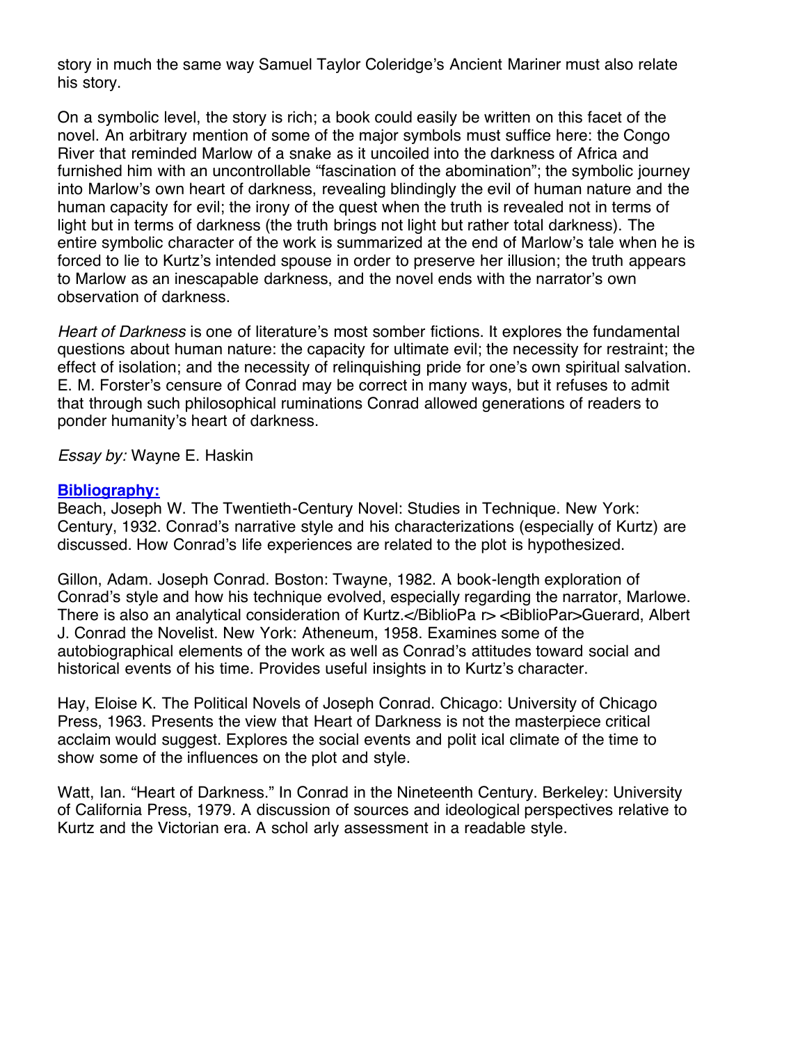story in much the same way Samuel Taylor Coleridge's Ancient Mariner must also relate his story.

On a symbolic level, the story is rich; a book could easily be written on this facet of the novel. An arbitrary mention of some of the major symbols must suffice here: the Congo River that reminded Marlow of a snake as it uncoiled into the darkness of Africa and furnished him with an uncontrollable "fascination of the abomination"; the symbolic journey into Marlow's own heart of darkness, revealing blindingly the evil of human nature and the human capacity for evil; the irony of the quest when the truth is revealed not in terms of light but in terms of darkness (the truth brings not light but rather total darkness). The entire symbolic character of the work is summarized at the end of Marlow's tale when he is forced to lie to Kurtz's intended spouse in order to preserve her illusion; the truth appears to Marlow as an inescapable darkness, and the novel ends with the narrator's own observation of darkness.

*Heart of Darkness* is one of literature's most somber fictions. It explores the fundamental questions about human nature: the capacity for ultimate evil; the necessity for restraint; the effect of isolation; and the necessity of relinquishing pride for one's own spiritual salvation. E. M. Forster's censure of Conrad may be correct in many ways, but it refuses to admit that through such philosophical ruminations Conrad allowed generations of readers to ponder humanity's heart of darkness.

*Essay by:* Wayne E. Haskin

**Bibliography:**

Beach, Joseph W. The Twentieth-Century Novel: Studies in Technique. New York: Century, 1932. Conrad's narrative style and his characterizations (especially of Kurtz) are discussed. How Conrad's life experiences are related to the plot is hypothesized.

Gillon, Adam. Joseph Conrad. Boston: Twayne, 1982. A book-length exploration of Conrad's style and how his technique evolved, especially regarding the narrator, Marlowe. There is also an analytical consideration of Kurtz.</BiblioPa r> <BiblioPar>Guerard, Albert J. Conrad the Novelist. New York: Atheneum, 1958. Examines some of the autobiographical elements of the work as well as Conrad's attitudes toward social and historical events of his time. Provides useful insights in to Kurtz's character.

Hay, Eloise K. The Political Novels of Joseph Conrad. Chicago: University of Chicago Press, 1963. Presents the view that Heart of Darkness is not the masterpiece critical acclaim would suggest. Explores the social events and polit ical climate of the time to show some of the influences on the plot and style.

Watt, Ian. "Heart of Darkness." In Conrad in the Nineteenth Century. Berkeley: University of California Press, 1979. A discussion of sources and ideological perspectives relative to Kurtz and the Victorian era. A schol arly assessment in a readable style.